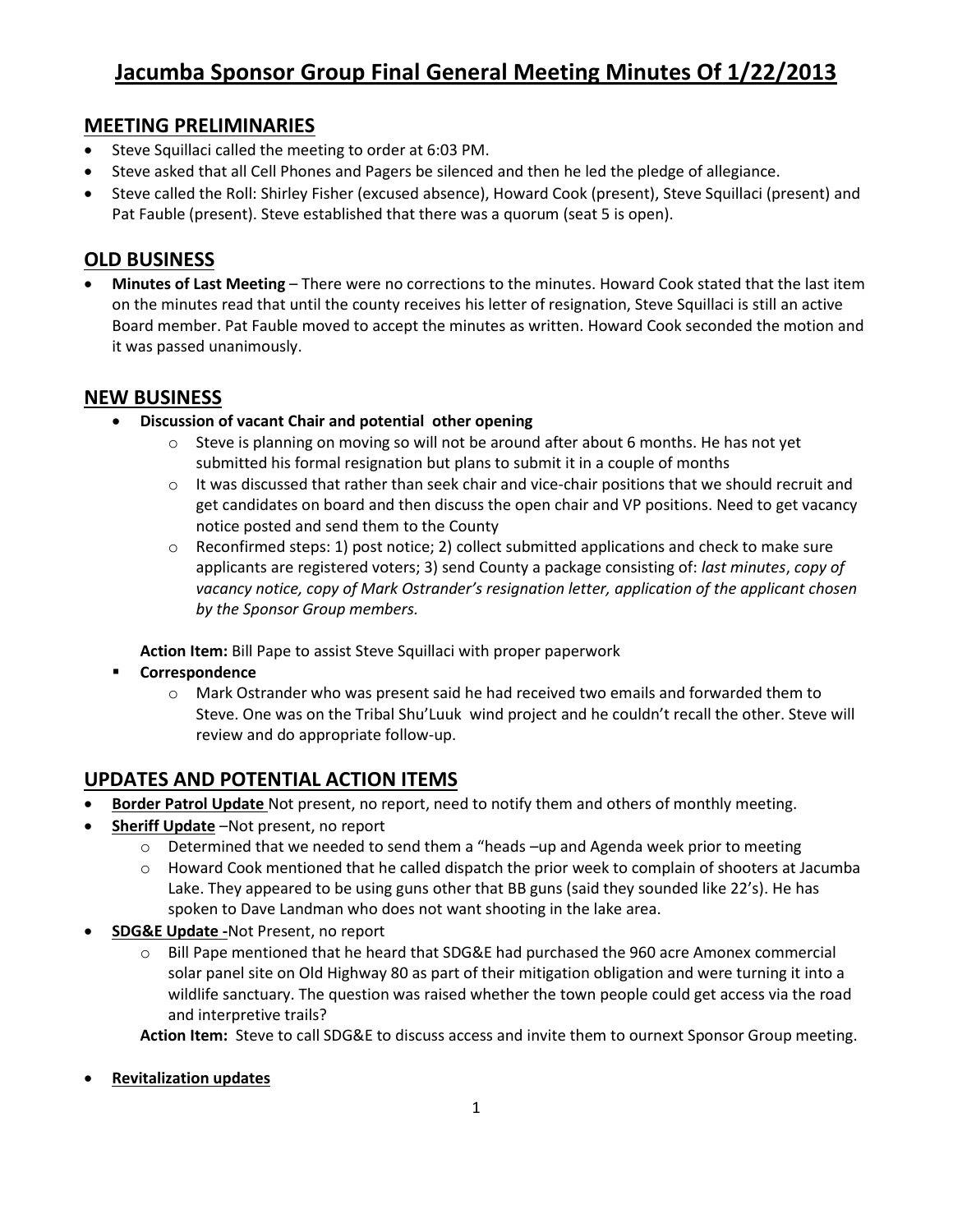# Jacumba Sponsor Group Final General Meeting Minutes Of 1/22/2013

## MEETING PRELIMINARIES

- Steve Squillaci called the meeting to order at 6:03 PM.
- Steve asked that all Cell Phones and Pagers be silenced and then he led the pledge of allegiance.
- Steve called the Roll: Shirley Fisher (excused absence), Howard Cook (present), Steve Squillaci (present) and Pat Fauble (present). Steve established that there was a quorum (seat 5 is open).

## OLD BUSINESS

- **Minutes of Last Meeting** – There were no corrections to the minutes. Howard Cook stated that the last item on the minutes read that until the county receives his letter of resignation, Steve Squillaci is still an active Board member. Pat Fauble moved to accept the minutes as written. Howard Cook seconded the motion and it was passed unanimously.

## NEW BUSINESS

- **Discussion of vacant Chair and potential other opening**
  - Steve is planning on moving so will not be around after about 6 months. He has not yet submitted his formal resignation but plans to submit it in a couple of months
  - It was discussed that rather than seek chair and vice-chair positions that we should recruit and get candidates on board and then discuss the open chair and VP positions. Need to get vacancy notice posted and send them to the County
  - Reconfirmed steps: 1) post notice; 2) collect submitted applications and check to make sure applicants are registered voters; 3) send County a package consisting of: *last minutes*, *copy of vacancy notice, copy of Mark Ostrander's resignation letter, application of the applicant chosen by the Sponsor Group members.*

  **Action Item:** Bill Pape to assist Steve Squillaci with proper paperwork

- **Correspondence**
  - Mark Ostrander who was present said he had received two emails and forwarded them to Steve. One was on the Tribal Shu'Luuk wind project and he couldn't recall the other. Steve will review and do appropriate follow-up.

## UPDATES AND POTENTIAL ACTION ITEMS

- **Border Patrol Update** Not present, no report, need to notify them and others of monthly meeting.
- **Sheriff Update** –Not present, no report
  - Determined that we needed to send them a "heads –up and Agenda week prior to meeting
  - Howard Cook mentioned that he called dispatch the prior week to complain of shooters at Jacumba Lake. They appeared to be using guns other that BB guns (said they sounded like 22's). He has spoken to Dave Landman who does not want shooting in the lake area.
- **SDG&E Update -**Not Present, no report
  - Bill Pape mentioned that he heard that SDG&E had purchased the 960 acre Amonex commercial solar panel site on Old Highway 80 as part of their mitigation obligation and were turning it into a wildlife sanctuary. The question was raised whether the town people could get access via the road and interpretive trails?

  **Action Item:** Steve to call SDG&E to discuss access and invite them to ournext Sponsor Group meeting.

- **Revitalization updates**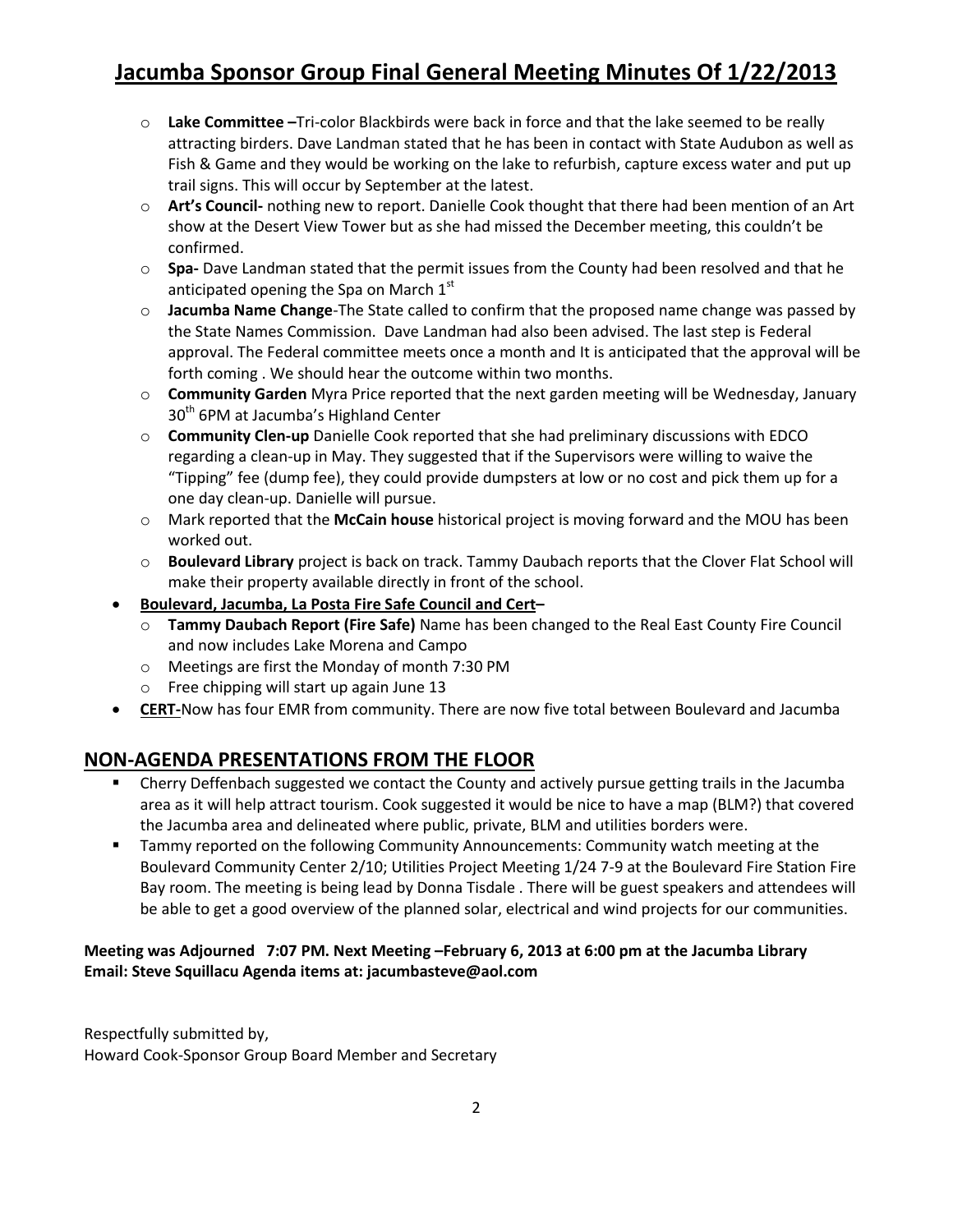# Jacumba Sponsor Group Final General Meeting Minutes Of 1/22/2013

- **Lake Committee –** Tri-color Blackbirds were back in force and that the lake seemed to be really attracting birders. Dave Landman stated that he has been in contact with State Audubon as well as Fish & Game and they would be working on the lake to refurbish, capture excess water and put up trail signs. This will occur by September at the latest.
- **Art's Council-** nothing new to report. Danielle Cook thought that there had been mention of an Art show at the Desert View Tower but as she had missed the December meeting, this couldn't be confirmed.
- **Spa-** Dave Landman stated that the permit issues from the County had been resolved and that he anticipated opening the Spa on March 1st
- **Jacumba Name Change**-The State called to confirm that the proposed name change was passed by the State Names Commission. Dave Landman had also been advised. The last step is Federal approval. The Federal committee meets once a month and It is anticipated that the approval will be forth coming . We should hear the outcome within two months.
- **Community Garden** Myra Price reported that the next garden meeting will be Wednesday, January 30th 6PM at Jacumba's Highland Center
- **Community Clen-up** Danielle Cook reported that she had preliminary discussions with EDCO regarding a clean-up in May. They suggested that if the Supervisors were willing to waive the "Tipping" fee (dump fee), they could provide dumpsters at low or no cost and pick them up for a one day clean-up. Danielle will pursue.
- Mark reported that the **McCain house** historical project is moving forward and the MOU has been worked out.
- **Boulevard Library** project is back on track. Tammy Daubach reports that the Clover Flat School will make their property available directly in front of the school.

- **Boulevard, Jacumba, La Posta Fire Safe Council and Cert–**
  - **Tammy Daubach Report (Fire Safe)** Name has been changed to the Real East County Fire Council and now includes Lake Morena and Campo
  - Meetings are first the Monday of month 7:30 PM
  - Free chipping will start up again June 13
- **CERT-** Now has four EMR from community. There are now five total between Boulevard and Jacumba

## NON-AGENDA PRESENTATIONS FROM THE FLOOR

- Cherry Deffenbach suggested we contact the County and actively pursue getting trails in the Jacumba area as it will help attract tourism. Cook suggested it would be nice to have a map (BLM?) that covered the Jacumba area and delineated where public, private, BLM and utilities borders were.
- Tammy reported on the following Community Announcements: Community watch meeting at the Boulevard Community Center 2/10; Utilities Project Meeting 1/24 7-9 at the Boulevard Fire Station Fire Bay room. The meeting is being lead by Donna Tisdale . There will be guest speakers and attendees will be able to get a good overview of the planned solar, electrical and wind projects for our communities.

**Meeting was Adjourned 7:07 PM. Next Meeting –February 6, 2013 at 6:00 pm at the Jacumba Library**
**Email: Steve Squillacu Agenda items at: jacumbasteve@aol.com**

Respectfully submitted by,
Howard Cook-Sponsor Group Board Member and Secretary